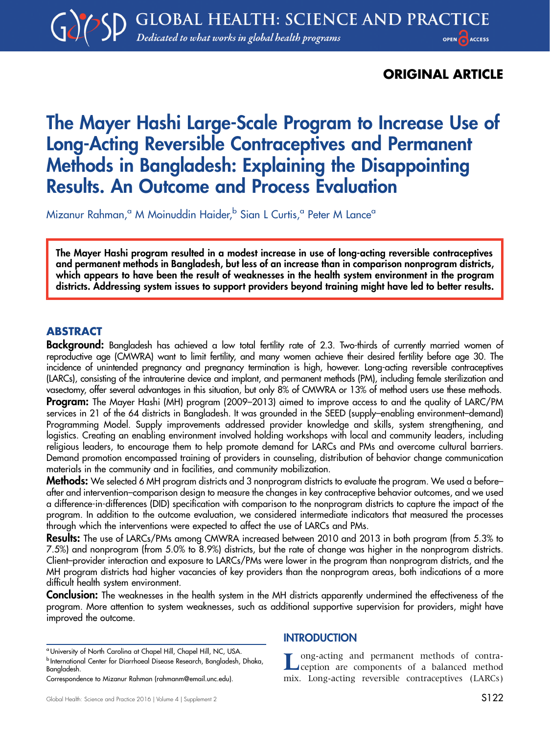ORIGINAL ARTICLE

# The Mayer Hashi Large-Scale Program to Increase Use of Long-Acting Reversible Contraceptives and Permanent Methods in Bangladesh: Explaining the Disappointing Results. An Outcome and Process Evaluation

Mizanur Rahman,[a] M Moinuddin Haider,[b] Sian L Curtis,[a] Peter M Lance[a]

**The Mayer Hashi program resulted in a modest increase in use of long-acting reversible contraceptives and permanent methods in Bangladesh, but less of an increase than in comparison nonprogram districts, which appears to have been the result of weaknesses in the health system environment in the program districts. Addressing system issues to support providers beyond training might have led to better results.**

## ABSTRACT

**Background:** Bangladesh has achieved a low total fertility rate of 2.3. Two-thirds of currently married women of reproductive age (CMWRA) want to limit fertility, and many women achieve their desired fertility before age 30. The incidence of unintended pregnancy and pregnancy termination is high, however. Long-acting reversible contraceptives (LARCs), consisting of the intrauterine device and implant, and permanent methods (PM), including female sterilization and vasectomy, offer several advantages in this situation, but only 8% of CMWRA or 13% of method users use these methods.

**Program:** The Mayer Hashi (MH) program (2009–2013) aimed to improve access to and the quality of LARC/PM services in 21 of the 64 districts in Bangladesh. It was grounded in the SEED (supply–enabling environment–demand) Programming Model. Supply improvements addressed provider knowledge and skills, system strengthening, and logistics. Creating an enabling environment involved holding workshops with local and community leaders, including religious leaders, to encourage them to help promote demand for LARCs and PMs and overcome cultural barriers. Demand promotion encompassed training of providers in counseling, distribution of behavior change communication materials in the community and in facilities, and community mobilization.

**Methods:** We selected 6 MH program districts and 3 nonprogram districts to evaluate the program. We used a before–after and intervention–comparison design to measure the changes in key contraceptive behavior outcomes, and we used a difference-in-differences (DID) specification with comparison to the nonprogram districts to capture the impact of the program. In addition to the outcome evaluation, we considered intermediate indicators that measured the processes through which the interventions were expected to affect the use of LARCs and PMs.

**Results:** The use of LARCs/PMs among CMWRA increased between 2010 and 2013 in both program (from 5.3% to 7.5%) and nonprogram (from 5.0% to 8.9%) districts, but the rate of change was higher in the nonprogram districts. Client–provider interaction and exposure to LARCs/PMs were lower in the program than nonprogram districts, and the MH program districts had higher vacancies of key providers than the nonprogram areas, both indications of a more difficult health system environment.

**Conclusion:** The weaknesses in the health system in the MH districts apparently undermined the effectiveness of the program. More attention to system weaknesses, such as additional supportive supervision for providers, might have improved the outcome.

[a] University of North Carolina at Chapel Hill, Chapel Hill, NC, USA.
[b] International Center for Diarrhoeal Disease Research, Bangladesh, Dhaka, Bangladesh.
Correspondence to Mizanur Rahman (rahmanm@email.unc.edu).

## INTRODUCTION

Long-acting and permanent methods of contraception are components of a balanced method mix. Long-acting reversible contraceptives (LARCs)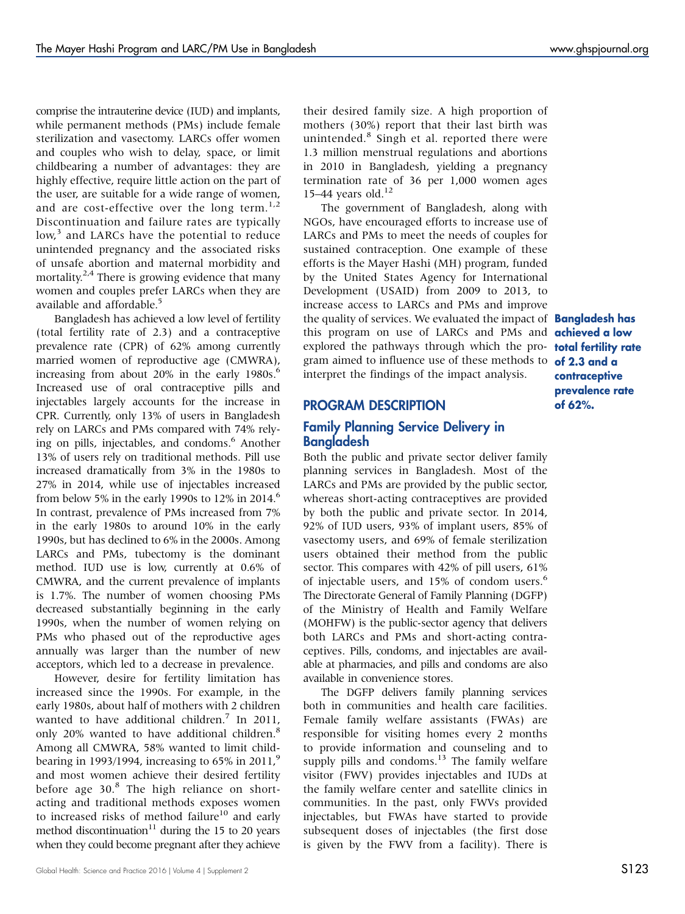comprise the intrauterine device (IUD) and implants, while permanent methods (PMs) include female sterilization and vasectomy. LARCs offer women and couples who wish to delay, space, or limit childbearing a number of advantages: they are highly effective, require little action on the part of the user, are suitable for a wide range of women, and are cost-effective over the long term.[1,2] Discontinuation and failure rates are typically low,[3] and LARCs have the potential to reduce unintended pregnancy and the associated risks of unsafe abortion and maternal morbidity and mortality.[2,4] There is growing evidence that many women and couples prefer LARCs when they are available and affordable.[5]

Bangladesh has achieved a low level of fertility (total fertility rate of 2.3) and a contraceptive prevalence rate (CPR) of 62% among currently married women of reproductive age (CMWRA), increasing from about 20% in the early 1980s.[6] Increased use of oral contraceptive pills and injectables largely accounts for the increase in CPR. Currently, only 13% of users in Bangladesh rely on LARCs and PMs compared with 74% relying on pills, injectables, and condoms.[6] Another 13% of users rely on traditional methods. Pill use increased dramatically from 3% in the 1980s to 27% in 2014, while use of injectables increased from below 5% in the early 1990s to 12% in 2014.[6] In contrast, prevalence of PMs increased from 7% in the early 1980s to around 10% in the early 1990s, but has declined to 6% in the 2000s. Among LARCs and PMs, tubectomy is the dominant method. IUD use is low, currently at 0.6% of CMWRA, and the current prevalence of implants is 1.7%. The number of women choosing PMs decreased substantially beginning in the early 1990s, when the number of women relying on PMs who phased out of the reproductive ages annually was larger than the number of new acceptors, which led to a decrease in prevalence.

However, desire for fertility limitation has increased since the 1990s. For example, in the early 1980s, about half of mothers with 2 children wanted to have additional children.[7] In 2011, only 20% wanted to have additional children.[8] Among all CMWRA, 58% wanted to limit childbearing in 1993/1994, increasing to 65% in 2011,[9] and most women achieve their desired fertility before age 30.[8] The high reliance on short-acting and traditional methods exposes women to increased risks of method failure[10] and early method discontinuation[11] during the 15 to 20 years when they could become pregnant after they achieve their desired family size. A high proportion of mothers (30%) report that their last birth was unintended.[8] Singh et al. reported there were 1.3 million menstrual regulations and abortions in 2010 in Bangladesh, yielding a pregnancy termination rate of 36 per 1,000 women ages 15–44 years old.[12]

The government of Bangladesh, along with NGOs, have encouraged efforts to increase use of LARCs and PMs to meet the needs of couples for sustained contraception. One example of these efforts is the Mayer Hashi (MH) program, funded by the United States Agency for International Development (USAID) from 2009 to 2013, to increase access to LARCs and PMs and improve the quality of services. We evaluated the impact of this program on use of LARCs and PMs and explored the pathways through which the program aimed to influence use of these methods to interpret the findings of the impact analysis.

**Bangladesh has achieved a low total fertility rate of 2.3 and a contraceptive prevalence rate of 62%.**

## PROGRAM DESCRIPTION

### Family Planning Service Delivery in Bangladesh

Both the public and private sector deliver family planning services in Bangladesh. Most of the LARCs and PMs are provided by the public sector, whereas short-acting contraceptives are provided by both the public and private sector. In 2014, 92% of IUD users, 93% of implant users, 85% of vasectomy users, and 69% of female sterilization users obtained their method from the public sector. This compares with 42% of pill users, 61% of injectable users, and 15% of condom users.[6] The Directorate General of Family Planning (DGFP) of the Ministry of Health and Family Welfare (MOHFW) is the public-sector agency that delivers both LARCs and PMs and short-acting contraceptives. Pills, condoms, and injectables are available at pharmacies, and pills and condoms are also available in convenience stores.

The DGFP delivers family planning services both in communities and health care facilities. Female family welfare assistants (FWAs) are responsible for visiting homes every 2 months to provide information and counseling and to supply pills and condoms.[13] The family welfare visitor (FWV) provides injectables and IUDs at the family welfare center and satellite clinics in communities. In the past, only FWVs provided injectables, but FWAs have started to provide subsequent doses of injectables (the first dose is given by the FWV from a facility). There is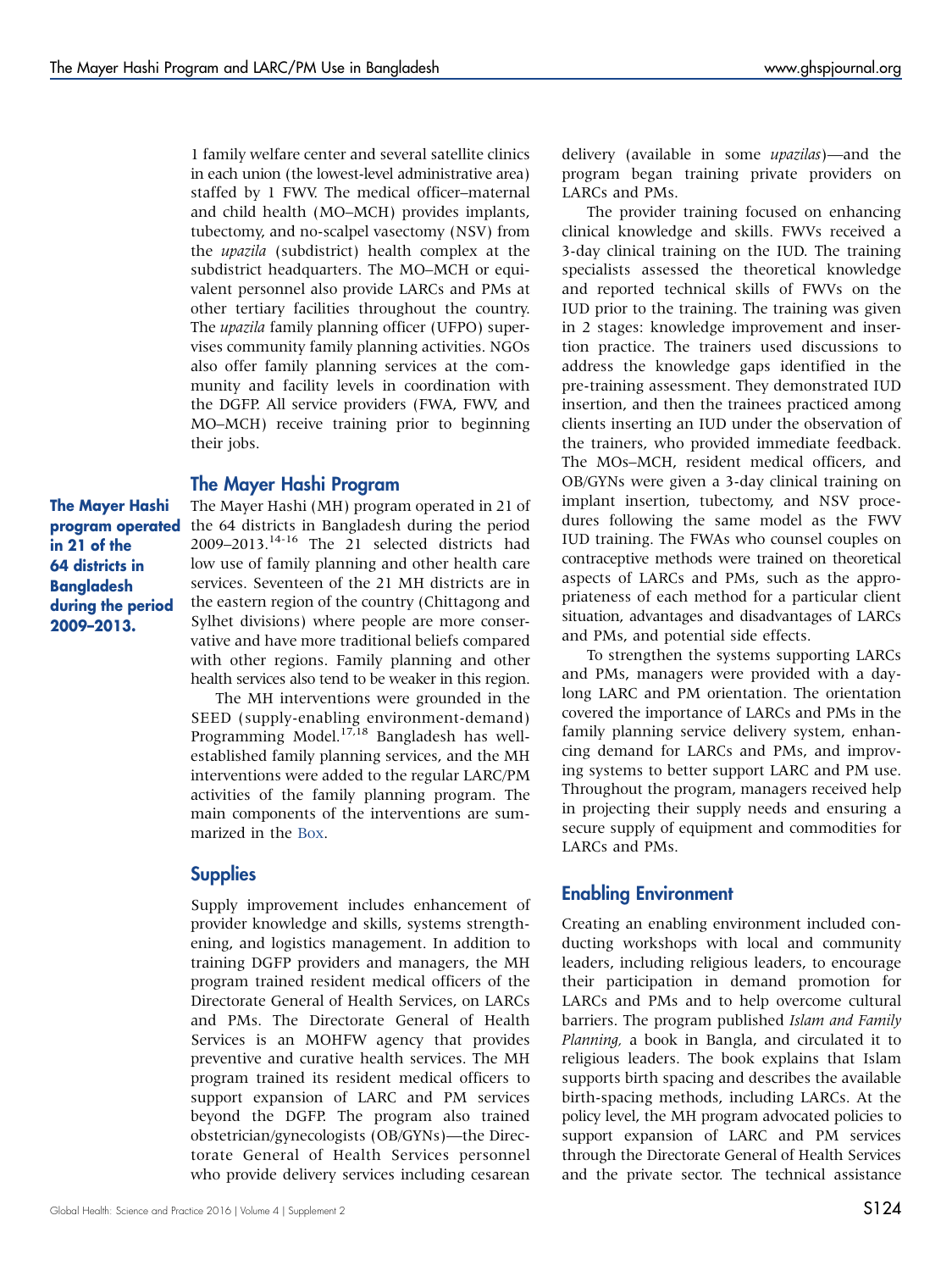1 family welfare center and several satellite clinics in each union (the lowest-level administrative area) staffed by 1 FWV. The medical officer–maternal and child health (MO–MCH) provides implants, tubectomy, and no-scalpel vasectomy (NSV) from the *upazila* (subdistrict) health complex at the subdistrict headquarters. The MO–MCH or equivalent personnel also provide LARCs and PMs at other tertiary facilities throughout the country. The *upazila* family planning officer (UFPO) supervises community family planning activities. NGOs also offer family planning services at the community and facility levels in coordination with the DGFP. All service providers (FWA, FWV, and MO–MCH) receive training prior to beginning their jobs.

## The Mayer Hashi Program

**The Mayer Hashi program operated in 21 of the 64 districts in Bangladesh during the period 2009–2013.**

The Mayer Hashi (MH) program operated in 21 of the 64 districts in Bangladesh during the period 2009–2013.[14-16] The 21 selected districts had low use of family planning and other health care services. Seventeen of the 21 MH districts are in the eastern region of the country (Chittagong and Sylhet divisions) where people are more conservative and have more traditional beliefs compared with other regions. Family planning and other health services also tend to be weaker in this region.

The MH interventions were grounded in the SEED (supply-enabling environment-demand) Programming Model.[17,18] Bangladesh has well-established family planning services, and the MH interventions were added to the regular LARC/PM activities of the family planning program. The main components of the interventions are summarized in the Box.

## Supplies

Supply improvement includes enhancement of provider knowledge and skills, systems strengthening, and logistics management. In addition to training DGFP providers and managers, the MH program trained resident medical officers of the Directorate General of Health Services, on LARCs and PMs. The Directorate General of Health Services is an MOHFW agency that provides preventive and curative health services. The MH program trained its resident medical officers to support expansion of LARC and PM services beyond the DGFP. The program also trained obstetrician/gynecologists (OB/GYNs)—the Directorate General of Health Services personnel who provide delivery services including cesarean delivery (available in some *upazilas*)—and the program began training private providers on LARCs and PMs.

The provider training focused on enhancing clinical knowledge and skills. FWVs received a 3-day clinical training on the IUD. The training specialists assessed the theoretical knowledge and reported technical skills of FWVs on the IUD prior to the training. The training was given in 2 stages: knowledge improvement and insertion practice. The trainers used discussions to address the knowledge gaps identified in the pre-training assessment. They demonstrated IUD insertion, and then the trainees practiced among clients inserting an IUD under the observation of the trainers, who provided immediate feedback. The MOs–MCH, resident medical officers, and OB/GYNs were given a 3-day clinical training on implant insertion, tubectomy, and NSV procedures following the same model as the FWV IUD training. The FWAs who counsel couples on contraceptive methods were trained on theoretical aspects of LARCs and PMs, such as the appropriateness of each method for a particular client situation, advantages and disadvantages of LARCs and PMs, and potential side effects.

To strengthen the systems supporting LARCs and PMs, managers were provided with a day-long LARC and PM orientation. The orientation covered the importance of LARCs and PMs in the family planning service delivery system, enhancing demand for LARCs and PMs, and improving systems to better support LARC and PM use. Throughout the program, managers received help in projecting their supply needs and ensuring a secure supply of equipment and commodities for LARCs and PMs.

## Enabling Environment

Creating an enabling environment included conducting workshops with local and community leaders, including religious leaders, to encourage their participation in demand promotion for LARCs and PMs and to help overcome cultural barriers. The program published *Islam and Family Planning,* a book in Bangla, and circulated it to religious leaders. The book explains that Islam supports birth spacing and describes the available birth-spacing methods, including LARCs. At the policy level, the MH program advocated policies to support expansion of LARC and PM services through the Directorate General of Health Services and the private sector. The technical assistance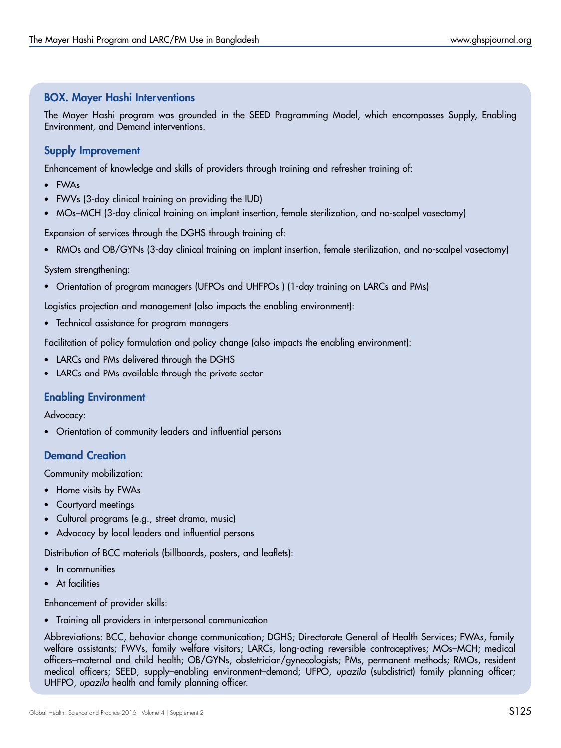## BOX. Mayer Hashi Interventions

The Mayer Hashi program was grounded in the SEED Programming Model, which encompasses Supply, Enabling Environment, and Demand interventions.

### Supply Improvement

Enhancement of knowledge and skills of providers through training and refresher training of:

- FWAs
- FWVs (3-day clinical training on providing the IUD)
- MOs–MCH (3-day clinical training on implant insertion, female sterilization, and no-scalpel vasectomy)

Expansion of services through the DGHS through training of:

- RMOs and OB/GYNs (3-day clinical training on implant insertion, female sterilization, and no-scalpel vasectomy)

System strengthening:

- Orientation of program managers (UFPOs and UHFPOs ) (1-day training on LARCs and PMs)

Logistics projection and management (also impacts the enabling environment):

- Technical assistance for program managers

Facilitation of policy formulation and policy change (also impacts the enabling environment):

- LARCs and PMs delivered through the DGHS
- LARCs and PMs available through the private sector

### Enabling Environment

Advocacy:

- Orientation of community leaders and influential persons

### Demand Creation

Community mobilization:

- Home visits by FWAs
- Courtyard meetings
- Cultural programs (e.g., street drama, music)
- Advocacy by local leaders and influential persons

Distribution of BCC materials (billboards, posters, and leaflets):

- In communities
- At facilities

Enhancement of provider skills:

- Training all providers in interpersonal communication

Abbreviations: BCC, behavior change communication; DGHS; Directorate General of Health Services; FWAs, family welfare assistants; FWVs, family welfare visitors; LARCs, long-acting reversible contraceptives; MOs–MCH; medical officers–maternal and child health; OB/GYNs, obstetrician/gynecologists; PMs, permanent methods; RMOs, resident medical officers; SEED, supply–enabling environment–demand; UFPO, *upazila* (subdistrict) family planning officer; UHFPO, *upazila* health and family planning officer.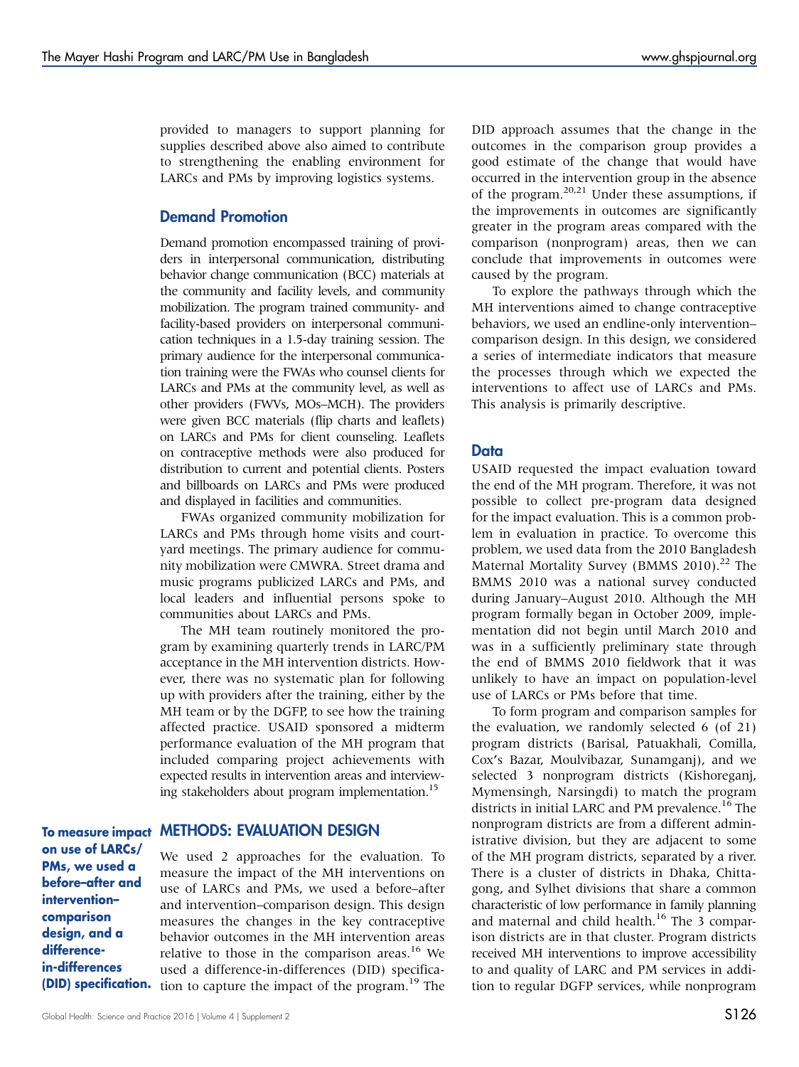provided to managers to support planning for supplies described above also aimed to contribute to strengthening the enabling environment for LARCs and PMs by improving logistics systems.

### Demand Promotion

Demand promotion encompassed training of providers in interpersonal communication, distributing behavior change communication (BCC) materials at the community and facility levels, and community mobilization. The program trained community- and facility-based providers on interpersonal communication techniques in a 1.5-day training session. The primary audience for the interpersonal communication training were the FWAs who counsel clients for LARCs and PMs at the community level, as well as other providers (FWVs, MOs–MCH). The providers were given BCC materials (flip charts and leaflets) on LARCs and PMs for client counseling. Leaflets on contraceptive methods were also produced for distribution to current and potential clients. Posters and billboards on LARCs and PMs were produced and displayed in facilities and communities.

FWAs organized community mobilization for LARCs and PMs through home visits and courtyard meetings. The primary audience for community mobilization were CMWRA. Street drama and music programs publicized LARCs and PMs, and local leaders and influential persons spoke to communities about LARCs and PMs.

The MH team routinely monitored the program by examining quarterly trends in LARC/PM acceptance in the MH intervention districts. However, there was no systematic plan for following up with providers after the training, either by the MH team or by the DGFP, to see how the training affected practice. USAID sponsored a midterm performance evaluation of the MH program that included comparing project achievements with expected results in intervention areas and interviewing stakeholders about program implementation.[15]

## METHODS: EVALUATION DESIGN

**To measure impact on use of LARCs/PMs, we used a before–after and intervention–comparison design, and a difference-in-differences (DID) specification.**

We used 2 approaches for the evaluation. To measure the impact of the MH interventions on use of LARCs and PMs, we used a before–after and intervention–comparison design. This design measures the changes in the key contraceptive behavior outcomes in the MH intervention areas relative to those in the comparison areas.[16] We used a difference-in-differences (DID) specification to capture the impact of the program.[19] The DID approach assumes that the change in the outcomes in the comparison group provides a good estimate of the change that would have occurred in the intervention group in the absence of the program.[20,21] Under these assumptions, if the improvements in outcomes are significantly greater in the program areas compared with the comparison (nonprogram) areas, then we can conclude that improvements in outcomes were caused by the program.

To explore the pathways through which the MH interventions aimed to change contraceptive behaviors, we used an endline-only intervention–comparison design. In this design, we considered a series of intermediate indicators that measure the processes through which we expected the interventions to affect use of LARCs and PMs. This analysis is primarily descriptive.

### Data

USAID requested the impact evaluation toward the end of the MH program. Therefore, it was not possible to collect pre-program data designed for the impact evaluation. This is a common problem in evaluation in practice. To overcome this problem, we used data from the 2010 Bangladesh Maternal Mortality Survey (BMMS 2010).[22] The BMMS 2010 was a national survey conducted during January–August 2010. Although the MH program formally began in October 2009, implementation did not begin until March 2010 and was in a sufficiently preliminary state through the end of BMMS 2010 fieldwork that it was unlikely to have an impact on population-level use of LARCs or PMs before that time.

To form program and comparison samples for the evaluation, we randomly selected 6 (of 21) program districts (Barisal, Patuakhali, Comilla, Cox's Bazar, Moulvibazar, Sunamganj), and we selected 3 nonprogram districts (Kishoreganj, Mymensingh, Narsingdi) to match the program districts in initial LARC and PM prevalence.[16] The nonprogram districts are from a different administrative division, but they are adjacent to some of the MH program districts, separated by a river. There is a cluster of districts in Dhaka, Chittagong, and Sylhet divisions that share a common characteristic of low performance in family planning and maternal and child health.[16] The 3 comparison districts are in that cluster. Program districts received MH interventions to improve accessibility to and quality of LARC and PM services in addition to regular DGFP services, while nonprogram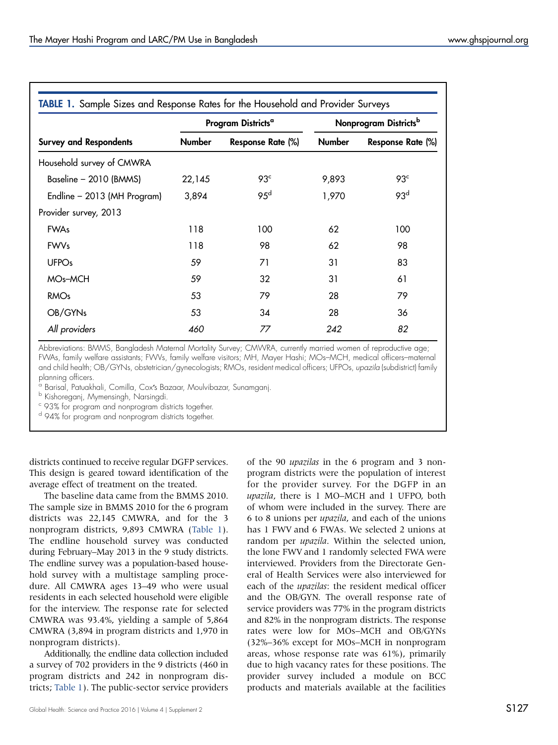**TABLE 1.** Sample Sizes and Response Rates for the Household and Provider Surveys

| Survey and Respondents | Program Districts[a] | | Nonprogram Districts[b] | |
|---|---|---|---|---|
| | Number | Response Rate (%) | Number | Response Rate (%) |
| Household survey of CMWRA | | | | |
| Baseline – 2010 (BMMS) | 22,145 | 93[c] | 9,893 | 93[c] |
| Endline – 2013 (MH Program) | 3,894 | 95[d] | 1,970 | 93[d] |
| Provider survey, 2013 | | | | |
| FWAs | 118 | 100 | 62 | 100 |
| FWVs | 118 | 98 | 62 | 98 |
| UFPOs | 59 | 71 | 31 | 83 |
| MOs–MCH | 59 | 32 | 31 | 61 |
| RMOs | 53 | 79 | 28 | 79 |
| OB/GYNs | 53 | 34 | 28 | 36 |
| *All providers* | *460* | *77* | *242* | *82* |

Abbreviations: BMMS, Bangladesh Maternal Mortality Survey; CMWRA, currently married women of reproductive age; FWAs, family welfare assistants; FWVs, family welfare visitors; MH, Mayer Hashi; MOs–MCH, medical officers–maternal and child health; OB/GYNs, obstetrician/gynecologists; RMOs, resident medical officers; UFPOs, *upazila* (subdistrict) family planning officers.

[a] Barisal, Patuakhali, Comilla, Cox's Bazaar, Moulvibazar, Sunamganj.

[b] Kishoreganj, Mymensingh, Narsingdi.

[c] 93% for program and nonprogram districts together.

[d] 94% for program and nonprogram districts together.

districts continued to receive regular DGFP services. This design is geared toward identification of the average effect of treatment on the treated.

The baseline data came from the BMMS 2010. The sample size in BMMS 2010 for the 6 program districts was 22,145 CMWRA, and for the 3 nonprogram districts, 9,893 CMWRA (Table 1). The endline household survey was conducted during February–May 2013 in the 9 study districts. The endline survey was a population-based household survey with a multistage sampling procedure. All CMWRA ages 13–49 who were usual residents in each selected household were eligible for the interview. The response rate for selected CMWRA was 93.4%, yielding a sample of 5,864 CMWRA (3,894 in program districts and 1,970 in nonprogram districts).

Additionally, the endline data collection included a survey of 702 providers in the 9 districts (460 in program districts and 242 in nonprogram districts; Table 1). The public-sector service providers of the 90 *upazilas* in the 6 program and 3 nonprogram districts were the population of interest for the provider survey. For the DGFP in an *upazila*, there is 1 MO–MCH and 1 UFPO, both of whom were included in the survey. There are 6 to 8 unions per *upazila*, and each of the unions has 1 FWV and 6 FWAs. We selected 2 unions at random per *upazila*. Within the selected union, the lone FWV and 1 randomly selected FWA were interviewed. Providers from the Directorate General of Health Services were also interviewed for each of the *upazilas*: the resident medical officer and the OB/GYN. The overall response rate of service providers was 77% in the program districts and 82% in the nonprogram districts. The response rates were low for MOs–MCH and OB/GYNs (32%–36% except for MOs–MCH in nonprogram areas, whose response rate was 61%), primarily due to high vacancy rates for these positions. The provider survey included a module on BCC products and materials available at the facilities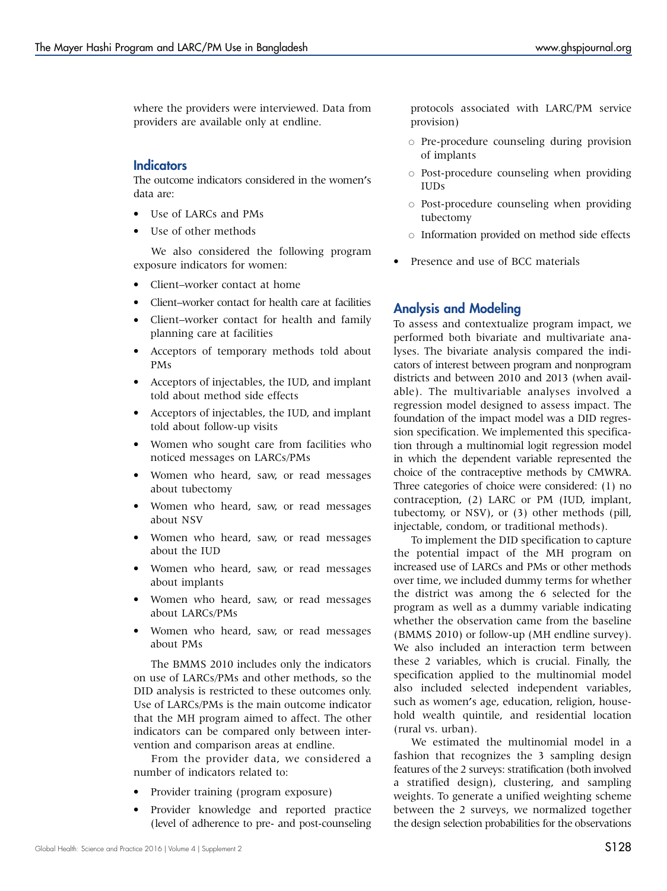where the providers were interviewed. Data from providers are available only at endline.

## Indicators

The outcome indicators considered in the women's data are:

- Use of LARCs and PMs
- Use of other methods

We also considered the following program exposure indicators for women:

- Client–worker contact at home
- Client–worker contact for health care at facilities
- Client–worker contact for health and family planning care at facilities
- Acceptors of temporary methods told about PMs
- Acceptors of injectables, the IUD, and implant told about method side effects
- Acceptors of injectables, the IUD, and implant told about follow-up visits
- Women who sought care from facilities who noticed messages on LARCs/PMs
- Women who heard, saw, or read messages about tubectomy
- Women who heard, saw, or read messages about NSV
- Women who heard, saw, or read messages about the IUD
- Women who heard, saw, or read messages about implants
- Women who heard, saw, or read messages about LARCs/PMs
- Women who heard, saw, or read messages about PMs

The BMMS 2010 includes only the indicators on use of LARCs/PMs and other methods, so the DID analysis is restricted to these outcomes only. Use of LARCs/PMs is the main outcome indicator that the MH program aimed to affect. The other indicators can be compared only between intervention and comparison areas at endline.

From the provider data, we considered a number of indicators related to:

- Provider training (program exposure)
- Provider knowledge and reported practice (level of adherence to pre- and post-counseling protocols associated with LARC/PM service provision)
  - Pre-procedure counseling during provision of implants
  - Post-procedure counseling when providing IUDs
  - Post-procedure counseling when providing tubectomy
  - Information provided on method side effects
- Presence and use of BCC materials

## Analysis and Modeling

To assess and contextualize program impact, we performed both bivariate and multivariate analyses. The bivariate analysis compared the indicators of interest between program and nonprogram districts and between 2010 and 2013 (when available). The multivariable analyses involved a regression model designed to assess impact. The foundation of the impact model was a DID regression specification. We implemented this specification through a multinomial logit regression model in which the dependent variable represented the choice of the contraceptive methods by CMWRA. Three categories of choice were considered: (1) no contraception, (2) LARC or PM (IUD, implant, tubectomy, or NSV), or (3) other methods (pill, injectable, condom, or traditional methods).

To implement the DID specification to capture the potential impact of the MH program on increased use of LARCs and PMs or other methods over time, we included dummy terms for whether the district was among the 6 selected for the program as well as a dummy variable indicating whether the observation came from the baseline (BMMS 2010) or follow-up (MH endline survey). We also included an interaction term between these 2 variables, which is crucial. Finally, the specification applied to the multinomial model also included selected independent variables, such as women's age, education, religion, household wealth quintile, and residential location (rural vs. urban).

We estimated the multinomial model in a fashion that recognizes the 3 sampling design features of the 2 surveys: stratification (both involved a stratified design), clustering, and sampling weights. To generate a unified weighting scheme between the 2 surveys, we normalized together the design selection probabilities for the observations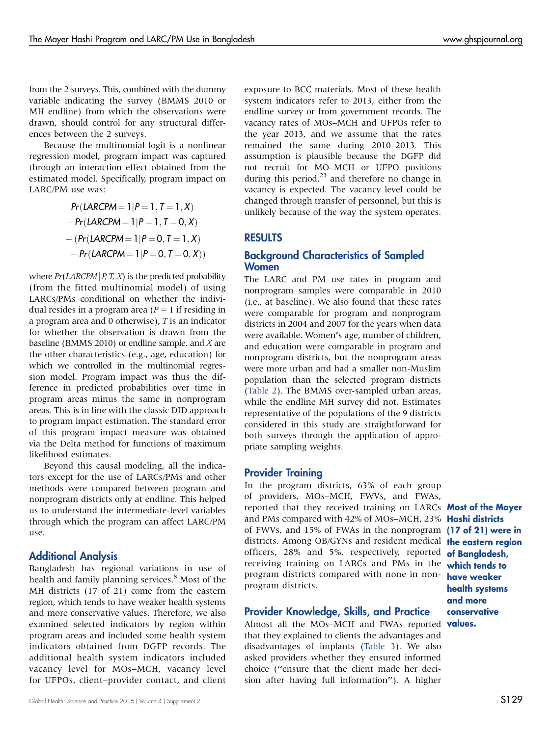from the 2 surveys. This, combined with the dummy variable indicating the survey (BMMS 2010 or MH endline) from which the observations were drawn, should control for any structural differences between the 2 surveys.

Because the multinomial logit is a nonlinear regression model, program impact was captured through an interaction effect obtained from the estimated model. Specifically, program impact on LARC/PM use was:

$$
\begin{aligned}
&Pr(LARCPM = 1|P = 1, T = 1, X) \\
&- Pr(LARCPM = 1|P = 1, T = 0, X) \\
&- (Pr(LARCPM = 1|P = 0, T = 1, X) \\
&\quad - Pr(LARCPM = 1|P = 0, T = 0, X))
\end{aligned}
$$

where $Pr(LARCPM|P, T, X)$ is the predicted probability (from the fitted multinomial model) of using LARCs/PMs conditional on whether the individual resides in a program area ($P = 1$ if residing in a program area and 0 otherwise), $T$ is an indicator for whether the observation is drawn from the baseline (BMMS 2010) or endline sample, and $X$ are the other characteristics (e.g., age, education) for which we controlled in the multinomial regression model. Program impact was thus the difference in predicted probabilities over time in program areas minus the same in nonprogram areas. This is in line with the classic DID approach to program impact estimation. The standard error of this program impact measure was obtained via the Delta method for functions of maximum likelihood estimates.

Beyond this causal modeling, all the indicators except for the use of LARCs/PMs and other methods were compared between program and nonprogram districts only at endline. This helped us to understand the intermediate-level variables through which the program can affect LARC/PM use.

## Additional Analysis

Bangladesh has regional variations in use of health and family planning services.[8] Most of the MH districts (17 of 21) come from the eastern region, which tends to have weaker health systems and more conservative values. Therefore, we also examined selected indicators by region within program areas and included some health system indicators obtained from DGFP records. The additional health system indicators included vacancy level for MOs–MCH, vacancy level for UFPOs, client–provider contact, and client exposure to BCC materials. Most of these health system indicators refer to 2013, either from the endline survey or from government records. The vacancy rates of MOs–MCH and UFPOs refer to the year 2013, and we assume that the rates remained the same during 2010–2013. This assumption is plausible because the DGFP did not recruit for MO–MCH or UFPO positions during this period,[23] and therefore no change in vacancy is expected. The vacancy level could be changed through transfer of personnel, but this is unlikely because of the way the system operates.

# RESULTS

## Background Characteristics of Sampled Women

The LARC and PM use rates in program and nonprogram samples were comparable in 2010 (i.e., at baseline). We also found that these rates were comparable for program and nonprogram districts in 2004 and 2007 for the years when data were available. Women's age, number of children, and education were comparable in program and nonprogram districts, but the nonprogram areas were more urban and had a smaller non-Muslim population than the selected program districts (Table 2). The BMMS over-sampled urban areas, while the endline MH survey did not. Estimates representative of the populations of the 9 districts considered in this study are straightforward for both surveys through the application of appropriate sampling weights.

## Provider Training

In the program districts, 63% of each group of providers, MOs–MCH, FWVs, and FWAs, reported that they received training on LARCs and PMs compared with 42% of MOs–MCH, 23% of FWVs, and 15% of FWAs in the nonprogram districts. Among OB/GYNs and resident medical officers, 28% and 5%, respectively, reported receiving training on LARCs and PMs in the program districts compared with none in nonprogram districts.

**Most of the Mayer Hashi districts (17 of 21) were in the eastern region of Bangladesh, which tends to have weaker health systems and more conservative values.**

## Provider Knowledge, Skills, and Practice

Almost all the MOs–MCH and FWAs reported that they explained to clients the advantages and disadvantages of implants (Table 3). We also asked providers whether they ensured informed choice ("ensure that the client made her decision after having full information"). A higher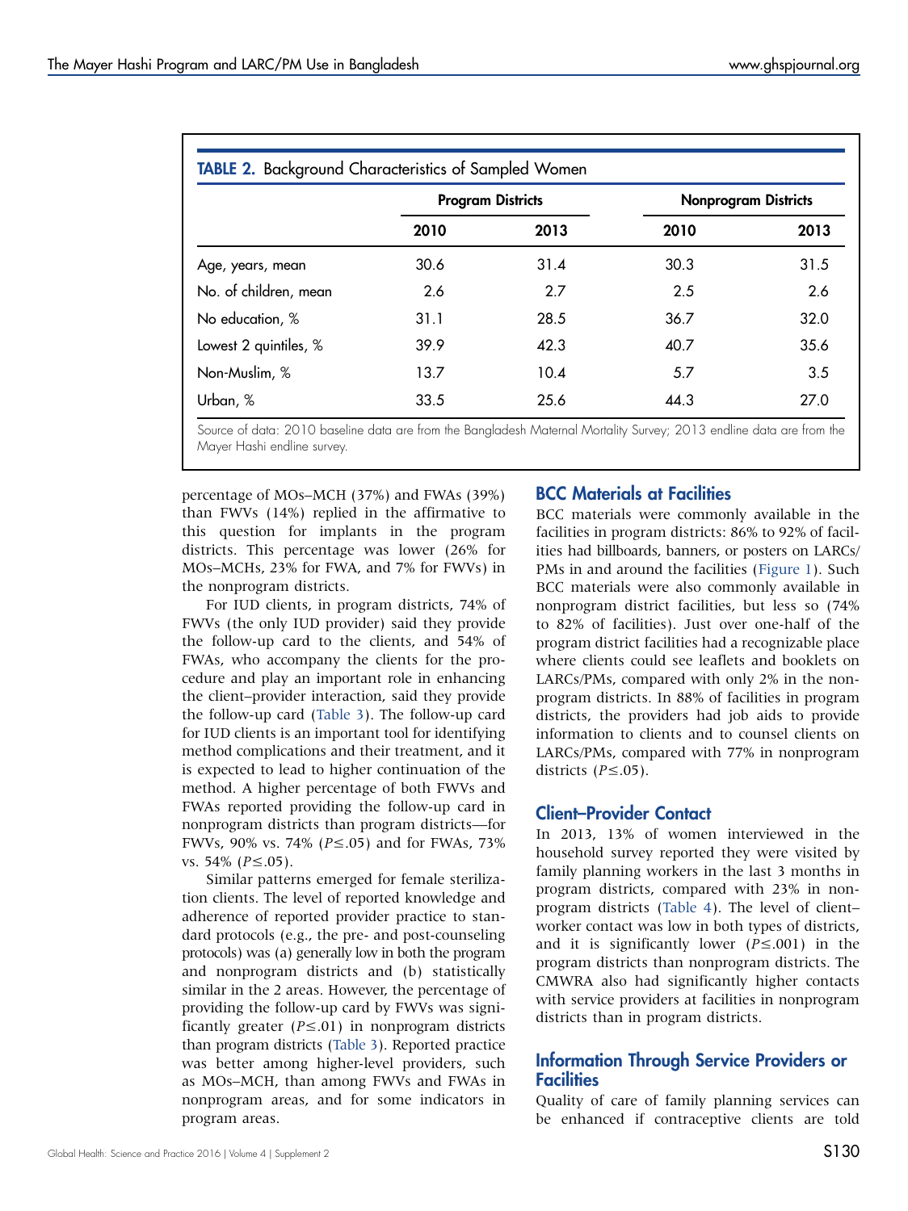**TABLE 2.** Background Characteristics of Sampled Women

| | Program Districts | | Nonprogram Districts | |
|---|---|---|---|---|
| | 2010 | 2013 | 2010 | 2013 |
| Age, years, mean | 30.6 | 31.4 | 30.3 | 31.5 |
| No. of children, mean | 2.6 | 2.7 | 2.5 | 2.6 |
| No education, % | 31.1 | 28.5 | 36.7 | 32.0 |
| Lowest 2 quintiles, % | 39.9 | 42.3 | 40.7 | 35.6 |
| Non-Muslim, % | 13.7 | 10.4 | 5.7 | 3.5 |
| Urban, % | 33.5 | 25.6 | 44.3 | 27.0 |

Source of data: 2010 baseline data are from the Bangladesh Maternal Mortality Survey; 2013 endline data are from the Mayer Hashi endline survey.

percentage of MOs–MCH (37%) and FWAs (39%) than FWVs (14%) replied in the affirmative to this question for implants in the program districts. This percentage was lower (26% for MOs–MCHs, 23% for FWA, and 7% for FWVs) in the nonprogram districts.

For IUD clients, in program districts, 74% of FWVs (the only IUD provider) said they provide the follow-up card to the clients, and 54% of FWAs, who accompany the clients for the procedure and play an important role in enhancing the client–provider interaction, said they provide the follow-up card (Table 3). The follow-up card for IUD clients is an important tool for identifying method complications and their treatment, and it is expected to lead to higher continuation of the method. A higher percentage of both FWVs and FWAs reported providing the follow-up card in nonprogram districts than program districts—for FWVs, 90% vs. 74% ($P \leq .05$) and for FWAs, 73% vs. 54% ($P \leq .05$).

Similar patterns emerged for female sterilization clients. The level of reported knowledge and adherence of reported provider practice to standard protocols (e.g., the pre- and post-counseling protocols) was (a) generally low in both the program and nonprogram districts and (b) statistically similar in the 2 areas. However, the percentage of providing the follow-up card by FWVs was significantly greater ($P \leq .01$) in nonprogram districts than program districts (Table 3). Reported practice was better among higher-level providers, such as MOs–MCH, than among FWVs and FWAs in nonprogram areas, and for some indicators in program areas.

## BCC Materials at Facilities

BCC materials were commonly available in the facilities in program districts: 86% to 92% of facilities had billboards, banners, or posters on LARCs/PMs in and around the facilities (Figure 1). Such BCC materials were also commonly available in nonprogram district facilities, but less so (74% to 82% of facilities). Just over one-half of the program district facilities had a recognizable place where clients could see leaflets and booklets on LARCs/PMs, compared with only 2% in the nonprogram districts. In 88% of facilities in program districts, the providers had job aids to provide information to clients and to counsel clients on LARCs/PMs, compared with 77% in nonprogram districts ($P \leq .05$).

## Client–Provider Contact

In 2013, 13% of women interviewed in the household survey reported they were visited by family planning workers in the last 3 months in program districts, compared with 23% in nonprogram districts (Table 4). The level of client–worker contact was low in both types of districts, and it is significantly lower ($P \leq .001$) in the program districts than nonprogram districts. The CMWRA also had significantly higher contacts with service providers at facilities in nonprogram districts than in program districts.

## Information Through Service Providers or Facilities

Quality of care of family planning services can be enhanced if contraceptive clients are told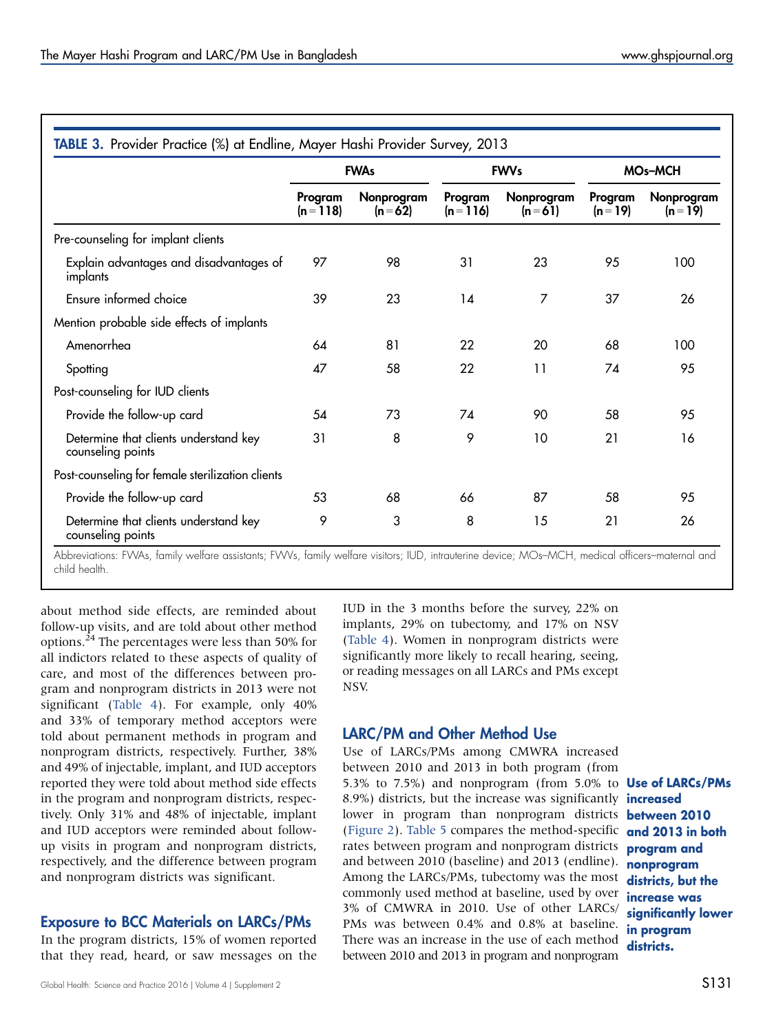**TABLE 3.** Provider Practice (%) at Endline, Mayer Hashi Provider Survey, 2013

| | FWAs | | FWVs | | MOs–MCH | |
|---|---|---|---|---|---|---|
| | Program (n = 118) | Nonprogram (n = 62) | Program (n = 116) | Nonprogram (n = 61) | Program (n = 19) | Nonprogram (n = 19) |
| Pre-counseling for implant clients | | | | | | |
| Explain advantages and disadvantages of implants | 97 | 98 | 31 | 23 | 95 | 100 |
| Ensure informed choice | 39 | 23 | 14 | 7 | 37 | 26 |
| Mention probable side effects of implants | | | | | | |
| Amenorrhea | 64 | 81 | 22 | 20 | 68 | 100 |
| Spotting | 47 | 58 | 22 | 11 | 74 | 95 |
| Post-counseling for IUD clients | | | | | | |
| Provide the follow-up card | 54 | 73 | 74 | 90 | 58 | 95 |
| Determine that clients understand key counseling points | 31 | 8 | 9 | 10 | 21 | 16 |
| Post-counseling for female sterilization clients | | | | | | |
| Provide the follow-up card | 53 | 68 | 66 | 87 | 58 | 95 |
| Determine that clients understand key counseling points | 9 | 3 | 8 | 15 | 21 | 26 |

Abbreviations: FWAs, family welfare assistants; FWVs, family welfare visitors; IUD, intrauterine device; MOs–MCH, medical officers–maternal and child health.

about method side effects, are reminded about follow-up visits, and are told about other method options.[24] The percentages were less than 50% for all indictors related to these aspects of quality of care, and most of the differences between program and nonprogram districts in 2013 were not significant (Table 4). For example, only 40% and 33% of temporary method acceptors were told about permanent methods in program and nonprogram districts, respectively. Further, 38% and 49% of injectable, implant, and IUD acceptors reported they were told about method side effects in the program and nonprogram districts, respectively. Only 31% and 48% of injectable, implant and IUD acceptors were reminded about follow-up visits in program and nonprogram districts, respectively, and the difference between program and nonprogram districts was significant.

## Exposure to BCC Materials on LARCs/PMs

In the program districts, 15% of women reported that they read, heard, or saw messages on the IUD in the 3 months before the survey, 22% on implants, 29% on tubectomy, and 17% on NSV (Table 4). Women in nonprogram districts were significantly more likely to recall hearing, seeing, or reading messages on all LARCs and PMs except NSV.

## LARC/PM and Other Method Use

Use of LARCs/PMs among CMWRA increased between 2010 and 2013 in both program (from 5.3% to 7.5%) and nonprogram (from 5.0% to 8.9%) districts, but the increase was significantly lower in program than nonprogram districts (Figure 2). Table 5 compares the method-specific rates between program and nonprogram districts and between 2010 (baseline) and 2013 (endline). Among the LARCs/PMs, tubectomy was the most commonly used method at baseline, used by over 3% of CMWRA in 2010. Use of other LARCs/PMs was between 0.4% and 0.8% at baseline. There was an increase in the use of each method between 2010 and 2013 in program and nonprogram

**Use of LARCs/PMs increased between 2010 and 2013 in both program and nonprogram districts, but the increase was significantly lower in program districts.**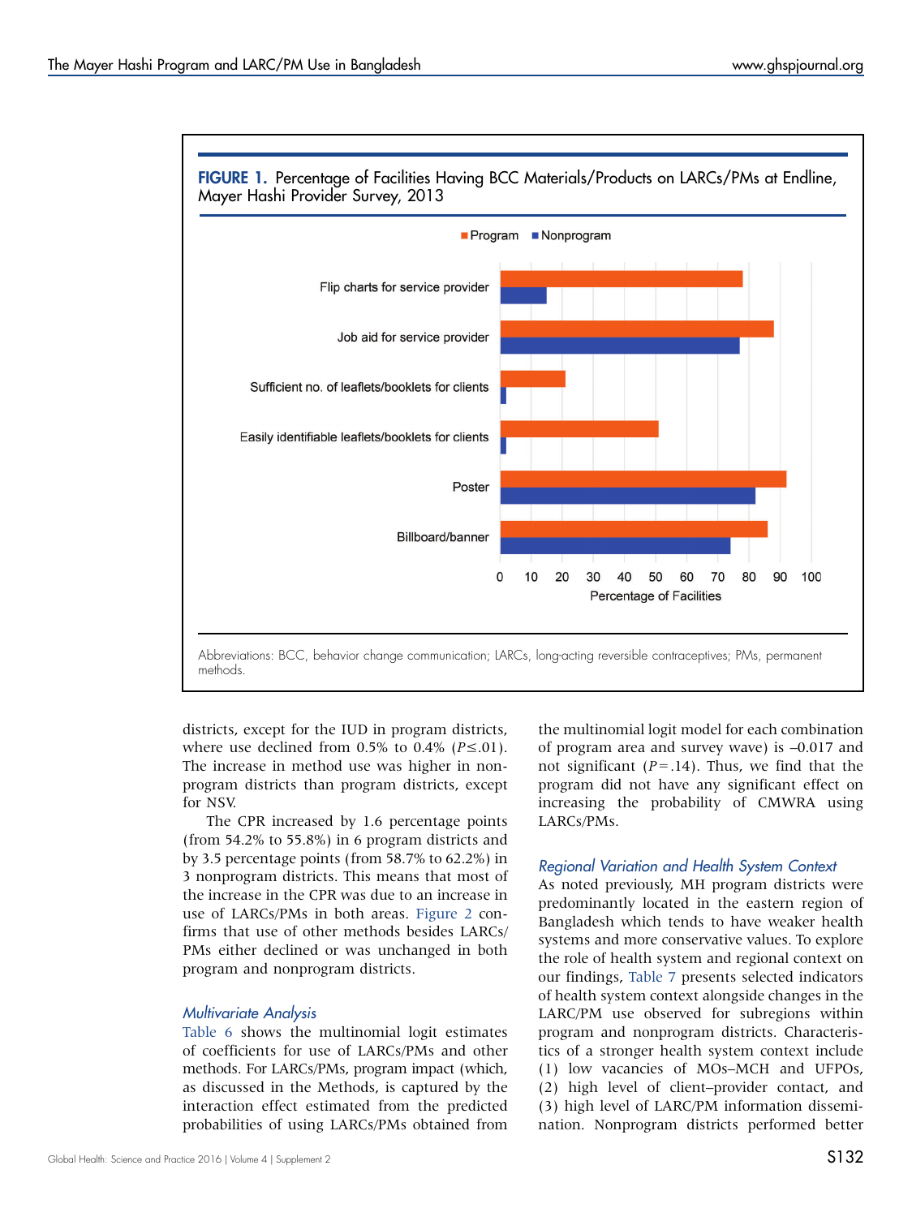**FIGURE 1.** Percentage of Facilities Having BCC Materials/Products on LARCs/PMs at Endline, Mayer Hashi Provider Survey, 2013

Abbreviations: BCC, behavior change communication; LARCs, long-acting reversible contraceptives; PMs, permanent methods.

districts, except for the IUD in program districts, where use declined from 0.5% to 0.4% ($P \leq .01$). The increase in method use was higher in nonprogram districts than program districts, except for NSV.

The CPR increased by 1.6 percentage points (from 54.2% to 55.8%) in 6 program districts and by 3.5 percentage points (from 58.7% to 62.2%) in 3 nonprogram districts. This means that most of the increase in the CPR was due to an increase in use of LARCs/PMs in both areas. Figure 2 confirms that use of other methods besides LARCs/PMs either declined or was unchanged in both program and nonprogram districts.

### *Multivariate Analysis*

Table 6 shows the multinomial logit estimates of coefficients for use of LARCs/PMs and other methods. For LARCs/PMs, program impact (which, as discussed in the Methods, is captured by the interaction effect estimated from the predicted probabilities of using LARCs/PMs obtained from the multinomial logit model for each combination of program area and survey wave) is –0.017 and not significant ($P = .14$). Thus, we find that the program did not have any significant effect on increasing the probability of CMWRA using LARCs/PMs.

### *Regional Variation and Health System Context*

As noted previously, MH program districts were predominantly located in the eastern region of Bangladesh which tends to have weaker health systems and more conservative values. To explore the role of health system and regional context on our findings, Table 7 presents selected indicators of health system context alongside changes in the LARC/PM use observed for subregions within program and nonprogram districts. Characteristics of a stronger health system context include (1) low vacancies of MOs–MCH and UFPOs, (2) high level of client–provider contact, and (3) high level of LARC/PM information dissemination. Nonprogram districts performed better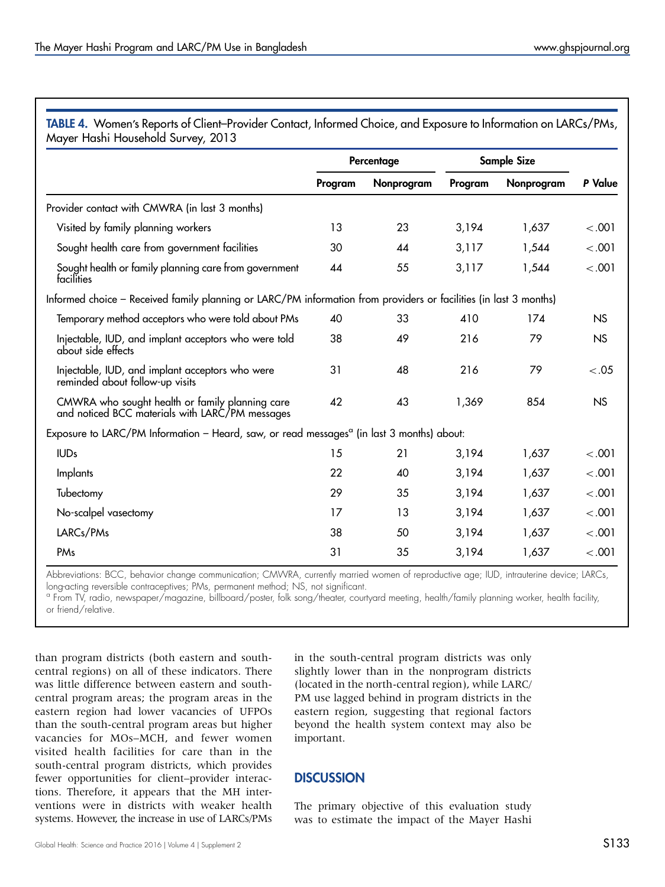**TABLE 4.** Women's Reports of Client–Provider Contact, Informed Choice, and Exposure to Information on LARCs/PMs, Mayer Hashi Household Survey, 2013

| | Percentage | | Sample Size | | |
|---|---|---|---|---|---|
| | Program | Nonprogram | Program | Nonprogram | P Value |
| Provider contact with CMWRA (in last 3 months) | | | | | |
| Visited by family planning workers | 13 | 23 | 3,194 | 1,637 | <.001 |
| Sought health care from government facilities | 30 | 44 | 3,117 | 1,544 | <.001 |
| Sought health or family planning care from government facilities | 44 | 55 | 3,117 | 1,544 | <.001 |
| Informed choice – Received family planning or LARC/PM information from providers or facilities (in last 3 months) | | | | | |
| Temporary method acceptors who were told about PMs | 40 | 33 | 410 | 174 | NS |
| Injectable, IUD, and implant acceptors who were told about side effects | 38 | 49 | 216 | 79 | NS |
| Injectable, IUD, and implant acceptors who were reminded about follow-up visits | 31 | 48 | 216 | 79 | <.05 |
| CMWRA who sought health or family planning care and noticed BCC materials with LARC/PM messages | 42 | 43 | 1,369 | 854 | NS |
| Exposure to LARC/PM Information – Heard, saw, or read messages[a] (in last 3 months) about: | | | | | |
| IUDs | 15 | 21 | 3,194 | 1,637 | <.001 |
| Implants | 22 | 40 | 3,194 | 1,637 | <.001 |
| Tubectomy | 29 | 35 | 3,194 | 1,637 | <.001 |
| No-scalpel vasectomy | 17 | 13 | 3,194 | 1,637 | <.001 |
| LARCs/PMs | 38 | 50 | 3,194 | 1,637 | <.001 |
| PMs | 31 | 35 | 3,194 | 1,637 | <.001 |

Abbreviations: BCC, behavior change communication; CMWRA, currently married women of reproductive age; IUD, intrauterine device; LARCs, long-acting reversible contraceptives; PMs, permanent method; NS, not significant.

[a] From TV, radio, newspaper/magazine, billboard/poster, folk song/theater, courtyard meeting, health/family planning worker, health facility, or friend/relative.

than program districts (both eastern and south-central regions) on all of these indicators. There was little difference between eastern and south-central program areas; the program areas in the eastern region had lower vacancies of UFPOs than the south-central program areas but higher vacancies for MOs–MCH, and fewer women visited health facilities for care than in the south-central program districts, which provides fewer opportunities for client–provider interactions. Therefore, it appears that the MH interventions were in districts with weaker health systems. However, the increase in use of LARCs/PMs in the south-central program districts was only slightly lower than in the nonprogram districts (located in the north-central region), while LARC/PM use lagged behind in program districts in the eastern region, suggesting that regional factors beyond the health system context may also be important.

## DISCUSSION

The primary objective of this evaluation study was to estimate the impact of the Mayer Hashi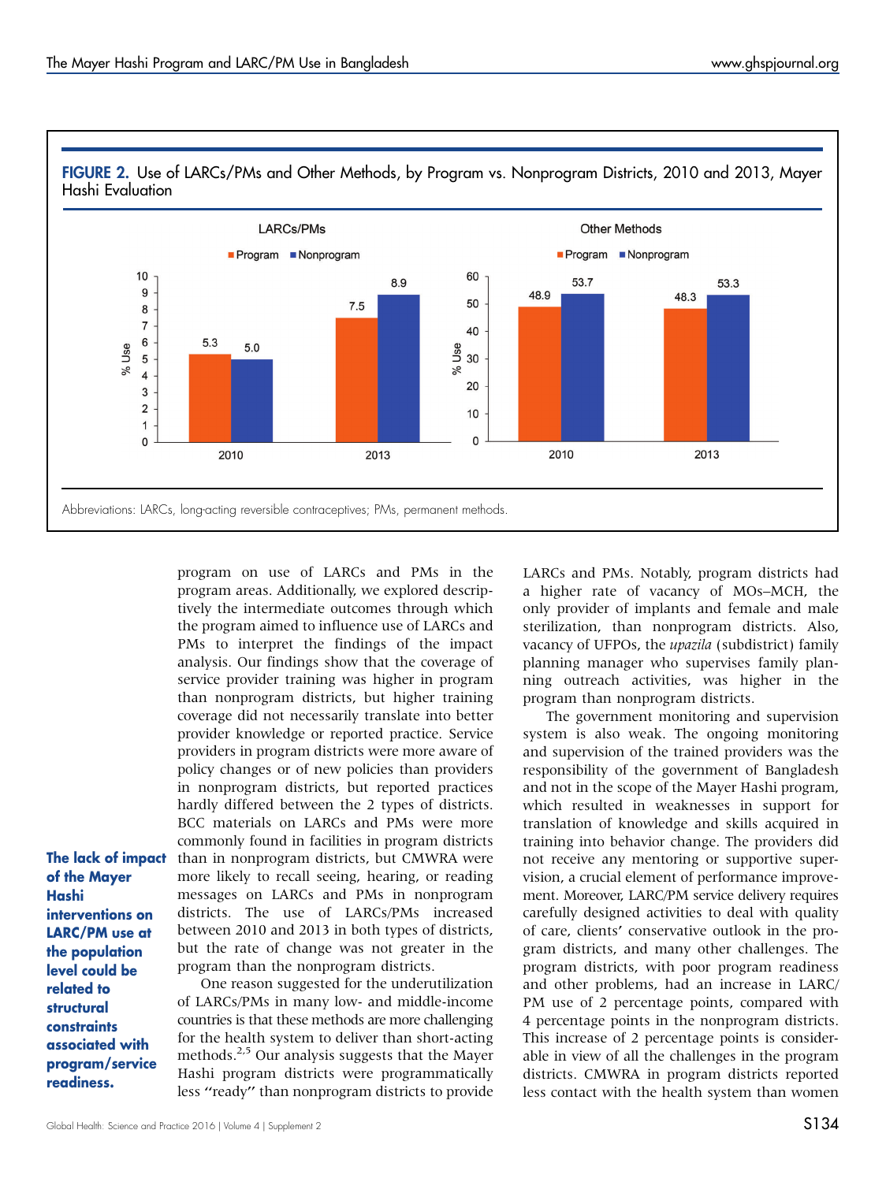**FIGURE 2.** Use of LARCs/PMs and Other Methods, by Program vs. Nonprogram Districts, 2010 and 2013, Mayer Hashi Evaluation

| | LARCs/PMs: Program | LARCs/PMs: Nonprogram | Other Methods: Program | Other Methods: Nonprogram |
|---|---|---|---|---|
| 2010 | 5.3 | 5.0 | 48.9 | 53.7 |
| 2013 | 7.5 | 8.9 | 48.3 | 53.3 |

Abbreviations: LARCs, long-acting reversible contraceptives; PMs, permanent methods.

program on use of LARCs and PMs in the program areas. Additionally, we explored descriptively the intermediate outcomes through which the program aimed to influence use of LARCs and PMs to interpret the findings of the impact analysis. Our findings show that the coverage of service provider training was higher in program than nonprogram districts, but higher training coverage did not necessarily translate into better provider knowledge or reported practice. Service providers in program districts were more aware of policy changes or of new policies than providers in nonprogram districts, but reported practices hardly differed between the 2 types of districts. BCC materials on LARCs and PMs were more commonly found in facilities in program districts than in nonprogram districts, but CMWRA were more likely to recall seeing, hearing, or reading messages on LARCs and PMs in nonprogram districts. The use of LARCs/PMs increased between 2010 and 2013 in both types of districts, but the rate of change was not greater in the program than the nonprogram districts.

**The lack of impact of the Mayer Hashi interventions on LARC/PM use at the population level could be related to structural constraints associated with program/service readiness.**

One reason suggested for the underutilization of LARCs/PMs in many low- and middle-income countries is that these methods are more challenging for the health system to deliver than short-acting methods.[2,5] Our analysis suggests that the Mayer Hashi program districts were programmatically less "ready" than nonprogram districts to provide LARCs and PMs. Notably, program districts had a higher rate of vacancy of MOs–MCH, the only provider of implants and female and male sterilization, than nonprogram districts. Also, vacancy of UFPOs, the *upazila* (subdistrict) family planning manager who supervises family planning outreach activities, was higher in the program than nonprogram districts.

The government monitoring and supervision system is also weak. The ongoing monitoring and supervision of the trained providers was the responsibility of the government of Bangladesh and not in the scope of the Mayer Hashi program, which resulted in weaknesses in support for translation of knowledge and skills acquired in training into behavior change. The providers did not receive any mentoring or supportive supervision, a crucial element of performance improvement. Moreover, LARC/PM service delivery requires carefully designed activities to deal with quality of care, clients' conservative outlook in the program districts, and many other challenges. The program districts, with poor program readiness and other problems, had an increase in LARC/PM use of 2 percentage points, compared with 4 percentage points in the nonprogram districts. This increase of 2 percentage points is considerable in view of all the challenges in the program districts. CMWRA in program districts reported less contact with the health system than women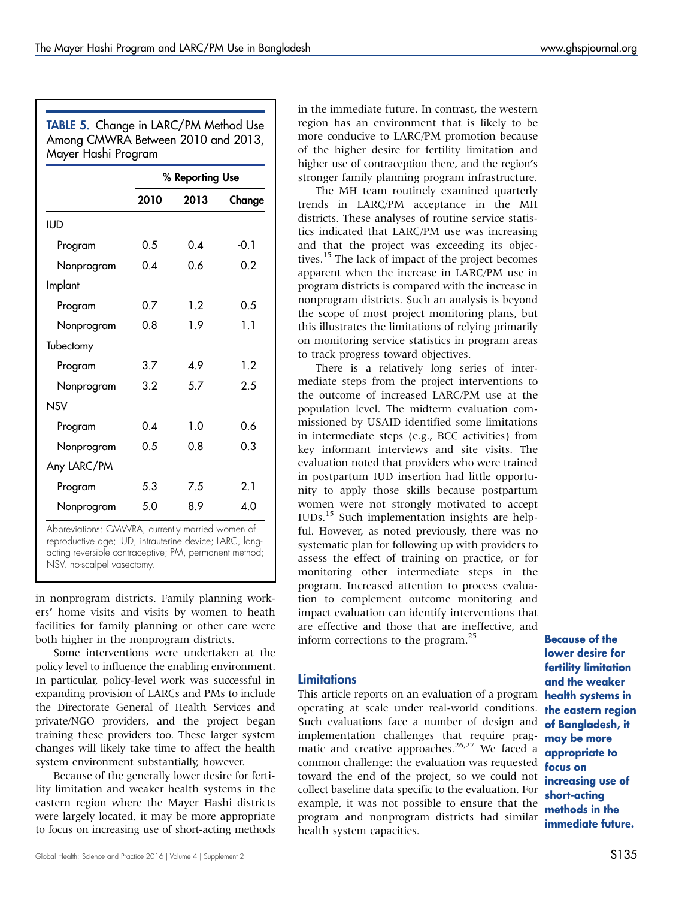**TABLE 5.** Change in LARC/PM Method Use Among CMWRA Between 2010 and 2013, Mayer Hashi Program

| | % Reporting Use | | |
|---|---|---|---|
| | **2010** | **2013** | **Change** |
| IUD | | | |
| Program | 0.5 | 0.4 | -0.1 |
| Nonprogram | 0.4 | 0.6 | 0.2 |
| Implant | | | |
| Program | 0.7 | 1.2 | 0.5 |
| Nonprogram | 0.8 | 1.9 | 1.1 |
| Tubectomy | | | |
| Program | 3.7 | 4.9 | 1.2 |
| Nonprogram | 3.2 | 5.7 | 2.5 |
| NSV | | | |
| Program | 0.4 | 1.0 | 0.6 |
| Nonprogram | 0.5 | 0.8 | 0.3 |
| Any LARC/PM | | | |
| Program | 5.3 | 7.5 | 2.1 |
| Nonprogram | 5.0 | 8.9 | 4.0 |

Abbreviations: CMWRA, currently married women of reproductive age; IUD, intrauterine device; LARC, long-acting reversible contraceptive; PM, permanent method; NSV, no-scalpel vasectomy.

in nonprogram districts. Family planning workers' home visits and visits by women to heath facilities for family planning or other care were both higher in the nonprogram districts.

Some interventions were undertaken at the policy level to influence the enabling environment. In particular, policy-level work was successful in expanding provision of LARCs and PMs to include the Directorate General of Health Services and private/NGO providers, and the project began training these providers too. These larger system changes will likely take time to affect the health system environment substantially, however.

Because of the generally lower desire for fertility limitation and weaker health systems in the eastern region where the Mayer Hashi districts were largely located, it may be more appropriate to focus on increasing use of short-acting methods in the immediate future. In contrast, the western region has an environment that is likely to be more conducive to LARC/PM promotion because of the higher desire for fertility limitation and higher use of contraception there, and the region's stronger family planning program infrastructure.

**Because of the lower desire for fertility limitation and the weaker health systems in the eastern region of Bangladesh, it may be more appropriate to focus on increasing use of short-acting methods in the immediate future.**

The MH team routinely examined quarterly trends in LARC/PM acceptance in the MH districts. These analyses of routine service statistics indicated that LARC/PM use was increasing and that the project was exceeding its objectives.[15] The lack of impact of the project becomes apparent when the increase in LARC/PM use in program districts is compared with the increase in nonprogram districts. Such an analysis is beyond the scope of most project monitoring plans, but this illustrates the limitations of relying primarily on monitoring service statistics in program areas to track progress toward objectives.

There is a relatively long series of intermediate steps from the project interventions to the outcome of increased LARC/PM use at the population level. The midterm evaluation commissioned by USAID identified some limitations in intermediate steps (e.g., BCC activities) from key informant interviews and site visits. The evaluation noted that providers who were trained in postpartum IUD insertion had little opportunity to apply those skills because postpartum women were not strongly motivated to accept IUDs.[15] Such implementation insights are helpful. However, as noted previously, there was no systematic plan for following up with providers to assess the effect of training on practice, or for monitoring other intermediate steps in the program. Increased attention to process evaluation to complement outcome monitoring and impact evaluation can identify interventions that are effective and those that are ineffective, and inform corrections to the program.[25]

## Limitations

This article reports on an evaluation of a program operating at scale under real-world conditions. Such evaluations face a number of design and implementation challenges that require pragmatic and creative approaches.[26,27] We faced a common challenge: the evaluation was requested toward the end of the project, so we could not collect baseline data specific to the evaluation. For example, it was not possible to ensure that the program and nonprogram districts had similar health system capacities.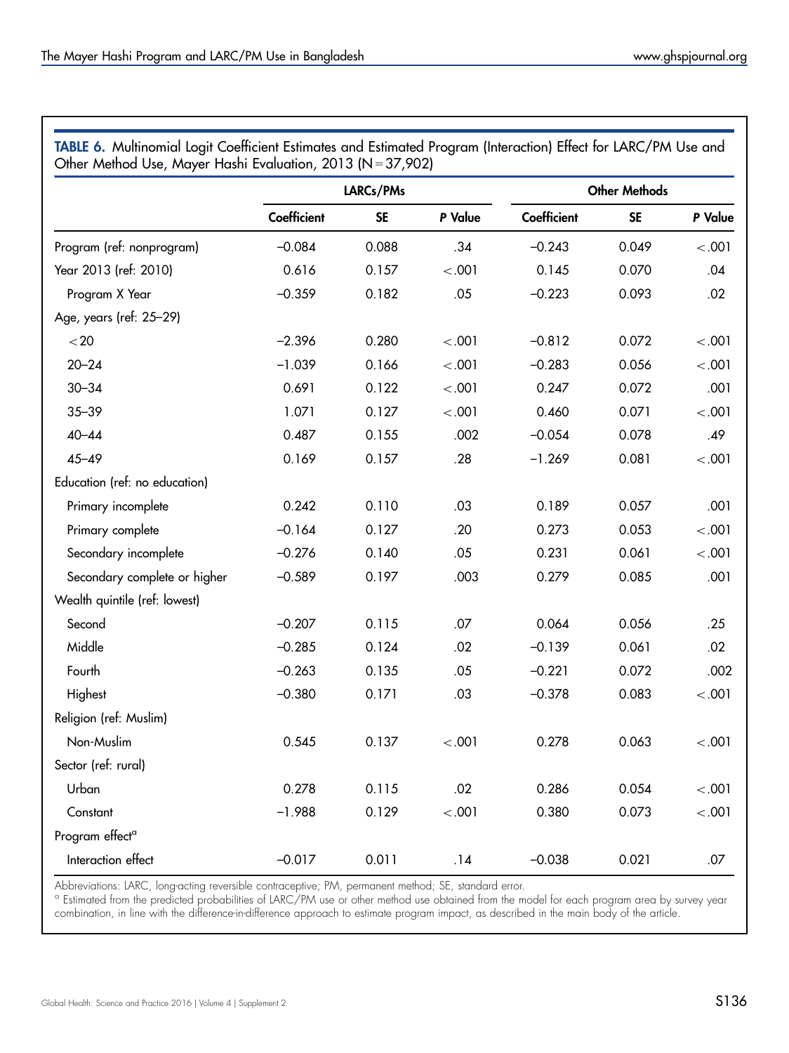**TABLE 6.** Multinomial Logit Coefficient Estimates and Estimated Program (Interaction) Effect for LARC/PM Use and Other Method Use, Mayer Hashi Evaluation, 2013 (N = 37,902)

| | LARCs/PMs | | | Other Methods | | |
|---|---|---|---|---|---|---|
| | Coefficient | SE | *P* Value | Coefficient | SE | *P* Value |
| Program (ref: nonprogram) | −0.084 | 0.088 | .34 | −0.243 | 0.049 | <.001 |
| Year 2013 (ref: 2010) | 0.616 | 0.157 | <.001 | 0.145 | 0.070 | .04 |
| Program X Year | −0.359 | 0.182 | .05 | −0.223 | 0.093 | .02 |
| Age, years (ref: 25–29) | | | | | | |
| <20 | −2.396 | 0.280 | <.001 | −0.812 | 0.072 | <.001 |
| 20–24 | −1.039 | 0.166 | <.001 | −0.283 | 0.056 | <.001 |
| 30–34 | 0.691 | 0.122 | <.001 | 0.247 | 0.072 | .001 |
| 35–39 | 1.071 | 0.127 | <.001 | 0.460 | 0.071 | <.001 |
| 40–44 | 0.487 | 0.155 | .002 | −0.054 | 0.078 | .49 |
| 45–49 | 0.169 | 0.157 | .28 | −1.269 | 0.081 | <.001 |
| Education (ref: no education) | | | | | | |
| Primary incomplete | 0.242 | 0.110 | .03 | 0.189 | 0.057 | .001 |
| Primary complete | −0.164 | 0.127 | .20 | 0.273 | 0.053 | <.001 |
| Secondary incomplete | −0.276 | 0.140 | .05 | 0.231 | 0.061 | <.001 |
| Secondary complete or higher | −0.589 | 0.197 | .003 | 0.279 | 0.085 | .001 |
| Wealth quintile (ref: lowest) | | | | | | |
| Second | −0.207 | 0.115 | .07 | 0.064 | 0.056 | .25 |
| Middle | −0.285 | 0.124 | .02 | −0.139 | 0.061 | .02 |
| Fourth | −0.263 | 0.135 | .05 | −0.221 | 0.072 | .002 |
| Highest | −0.380 | 0.171 | .03 | −0.378 | 0.083 | <.001 |
| Religion (ref: Muslim) | | | | | | |
| Non-Muslim | 0.545 | 0.137 | <.001 | 0.278 | 0.063 | <.001 |
| Sector (ref: rural) | | | | | | |
| Urban | 0.278 | 0.115 | .02 | 0.286 | 0.054 | <.001 |
| Constant | −1.988 | 0.129 | <.001 | 0.380 | 0.073 | <.001 |
| Program effect[a] | | | | | | |
| Interaction effect | −0.017 | 0.011 | .14 | −0.038 | 0.021 | .07 |

Abbreviations: LARC, long-acting reversible contraceptive; PM, permanent method; SE, standard error.
[a] Estimated from the predicted probabilities of LARC/PM use or other method use obtained from the model for each program area by survey year combination, in line with the difference-in-difference approach to estimate program impact, as described in the main body of the article.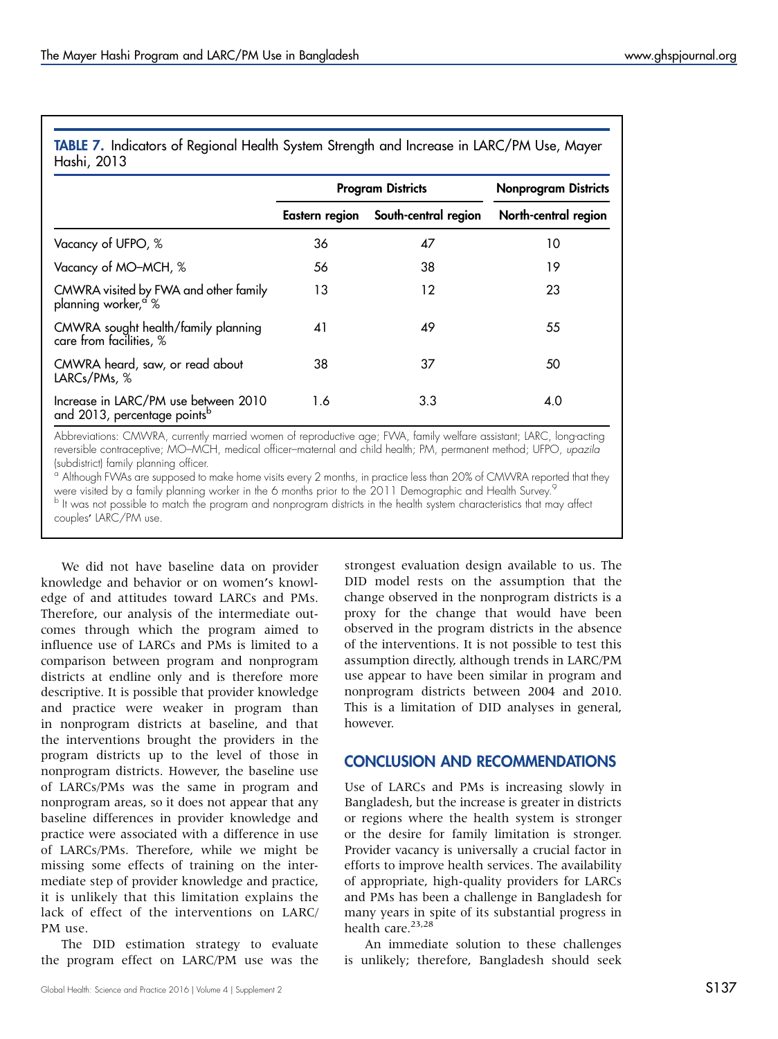**TABLE 7.** Indicators of Regional Health System Strength and Increase in LARC/PM Use, Mayer Hashi, 2013

| | Program Districts | | Nonprogram Districts |
|---|---|---|---|
| | Eastern region | South-central region | North-central region |
| Vacancy of UFPO, % | 36 | 47 | 10 |
| Vacancy of MO–MCH, % | 56 | 38 | 19 |
| CMWRA visited by FWA and other family planning worker,[a] % | 13 | 12 | 23 |
| CMWRA sought health/family planning care from facilities, % | 41 | 49 | 55 |
| CMWRA heard, saw, or read about LARCs/PMs, % | 38 | 37 | 50 |
| Increase in LARC/PM use between 2010 and 2013, percentage points[b] | 1.6 | 3.3 | 4.0 |

Abbreviations: CMWRA, currently married women of reproductive age; FWA, family welfare assistant; LARC, long-acting reversible contraceptive; MO–MCH, medical officer–maternal and child health; PM, permanent method; UFPO, *upazila* (subdistrict) family planning officer.

[a] Although FWAs are supposed to make home visits every 2 months, in practice less than 20% of CMWRA reported that they were visited by a family planning worker in the 6 months prior to the 2011 Demographic and Health Survey.[9]

[b] It was not possible to match the program and nonprogram districts in the health system characteristics that may affect couples' LARC/PM use.

We did not have baseline data on provider knowledge and behavior or on women's knowledge of and attitudes toward LARCs and PMs. Therefore, our analysis of the intermediate outcomes through which the program aimed to influence use of LARCs and PMs is limited to a comparison between program and nonprogram districts at endline only and is therefore more descriptive. It is possible that provider knowledge and practice were weaker in program than in nonprogram districts at baseline, and that the interventions brought the providers in the program districts up to the level of those in nonprogram districts. However, the baseline use of LARCs/PMs was the same in program and nonprogram areas, so it does not appear that any baseline differences in provider knowledge and practice were associated with a difference in use of LARCs/PMs. Therefore, while we might be missing some effects of training on the intermediate step of provider knowledge and practice, it is unlikely that this limitation explains the lack of effect of the interventions on LARC/PM use.

The DID estimation strategy to evaluate the program effect on LARC/PM use was the strongest evaluation design available to us. The DID model rests on the assumption that the change observed in the nonprogram districts is a proxy for the change that would have been observed in the program districts in the absence of the interventions. It is not possible to test this assumption directly, although trends in LARC/PM use appear to have been similar in program and nonprogram districts between 2004 and 2010. This is a limitation of DID analyses in general, however.

## CONCLUSION AND RECOMMENDATIONS

Use of LARCs and PMs is increasing slowly in Bangladesh, but the increase is greater in districts or regions where the health system is stronger or the desire for family limitation is stronger. Provider vacancy is universally a crucial factor in efforts to improve health services. The availability of appropriate, high-quality providers for LARCs and PMs has been a challenge in Bangladesh for many years in spite of its substantial progress in health care.[23,28]

An immediate solution to these challenges is unlikely; therefore, Bangladesh should seek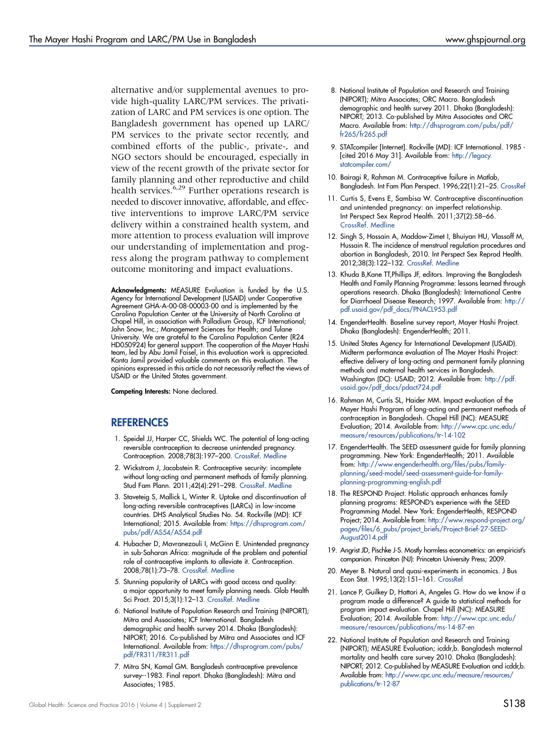alternative and/or supplemental avenues to provide high-quality LARC/PM services. The privatization of LARC and PM services is one option. The Bangladesh government has opened up LARC/PM services to the private sector recently, and combined efforts of the public-, private-, and NGO sectors should be encouraged, especially in view of the recent growth of the private sector for family planning and other reproductive and child health services.[6,29] Further operations research is needed to discover innovative, affordable, and effective interventions to improve LARC/PM service delivery within a constrained health system, and more attention to process evaluation will improve our understanding of implementation and progress along the program pathway to complement outcome monitoring and impact evaluations.

**Acknowledgments:** MEASURE Evaluation is funded by the U.S. Agency for International Development (USAID) under Cooperative Agreement GHA-A-00-08-00003-00 and is implemented by the Carolina Population Center at the University of North Carolina at Chapel Hill, in association with Palladium Group, ICF International; John Snow, Inc.; Management Sciences for Health; and Tulane University. We are grateful to the Carolina Population Center (R24 HD050924) for general support. The cooperation of the Mayer Hashi team, led by Abu Jamil Faisel, in this evaluation work is appreciated. Kanta Jamil provided valuable comments on this evaluation. The opinions expressed in this article do not necessarily reflect the views of USAID or the United States government.

**Competing Interests:** None declared.

## REFERENCES

1. Speidel JJ, Harper CC, Shields WC. The potential of long-acting reversible contraception to decrease unintended pregnancy. Contraception. 2008;78(3):197–200. CrossRef. Medline
2. Wickstrom J, Jacobstein R. Contraceptive security: incomplete without long-acting and permanent methods of family planning. Stud Fam Plann. 2011;42(4):291–298. CrossRef. Medline
3. Staveteig S, Mallick L, Winter R. Uptake and discontinuation of long-acting reversible contraceptives (LARCs) in low-income countries. DHS Analytical Studies No. 54. Rockville (MD): ICF International; 2015. Available from: https://dhsprogram.com/pubs/pdf/AS54/AS54.pdf
4. Hubacher D, Mavranezouli I, McGinn E. Unintended pregnancy in sub-Saharan Africa: magnitude of the problem and potential role of contraceptive implants to alleviate it. Contraception. 2008;78(1):73–78. CrossRef. Medline
5. Stunning popularity of LARCs with good access and quality: a major opportunity to meet family planning needs. Glob Health Sci Pract. 2015;3(1):12–13. CrossRef. Medline
6. National Institute of Population Research and Training (NIPORT); Mitra and Associates; ICF International. Bangladesh demographic and health survey 2014. Dhaka (Bangladesh): NIPORT; 2016. Co-published by Mitra and Associates and ICF International. Available from: https://dhsprogram.com/pubs/pdf/FR311/FR311.pdf
7. Mitra SN, Kamal GM. Bangladesh contraceptive prevalence survey--1983. Final report. Dhaka (Bangladesh): Mitra and Associates; 1985.
8. National Institute of Population and Research and Training (NIPORT); Mitra Associates; ORC Macro. Bangladesh demographic and health survey 2011. Dhaka (Bangladesh): NIPORT; 2013. Co-published by Mitra Associates and ORC Macro. Available from: http://dhsprogram.com/pubs/pdf/fr265/fr265.pdf
9. STATcompiler [Internet]. Rockville (MD): ICF International. 1985 - [cited 2016 May 31]. Available from: http://legacy.statcompiler.com/
10. Bairagi R, Rahman M. Contraceptive failure in Matlab, Bangladesh. Int Fam Plan Perspect. 1996;22(1):21–25. CrossRef
11. Curtis S, Evens E, Sambisa W. Contraceptive discontinuation and unintended pregnancy: an imperfect relationship. Int Perspect Sex Reprod Health. 2011;37(2):58–66. CrossRef. Medline
12. Singh S, Hossain A, Maddow-Zimet I, Bhuiyan HU, Vlassoff M, Hussain R. The incidence of menstrual regulation procedures and abortion in Bangladesh, 2010. Int Perspect Sex Reprod Health. 2012;38(3):122–132. CrossRef. Medline
13. Khuda B,Kane TT,Phillips JF, editors. Improving the Bangladesh Health and Family Planning Programme: lessons learned through operations research. Dhaka (Bangladesh): International Centre for Diarrhoeal Disease Research; 1997. Available from: http://pdf.usaid.gov/pdf_docs/PNACL953.pdf
14. EngenderHealth. Baseline survey report, Mayer Hashi Project. Dhaka (Bangladesh): EngenderHealth; 2011.
15. United States Agency for International Development (USAID). Midterm performance evaluation of The Mayer Hashi Project: effective delivery of long-acting and permanent family planning methods and maternal health services in Bangladesh. Washington (DC): USAID; 2012. Available from: http://pdf.usaid.gov/pdf_docs/pdact724.pdf
16. Rahman M, Curtis SL, Haider MM. Impact evaluation of the Mayer Hashi Program of long-acting and permanent methods of contraception in Bangladesh. Chapel Hill (NC): MEASURE Evaluation; 2014. Available from: http://www.cpc.unc.edu/measure/resources/publications/tr-14-102
17. EngenderHealth. The SEED assessment guide for family planning programming. New York: EngenderHealth; 2011. Available from: http://www.engenderhealth.org/files/pubs/family-planning/seed-model/seed-assessment-guide-for-family-planning-programming-english.pdf
18. The RESPOND Project. Holistic approach enhances family planning programs: RESPOND's experience with the SEED Programming Model. New York: EngenderHealth, RESPOND Project; 2014. Available from: http://www.respond-project.org/pages/files/6_pubs/project_briefs/Project-Brief-27-SEED-August2014.pdf
19. Angrist JD, Pischke J-S. Mostly harmless econometrics: an empiricist's companion. Princeton (NJ): Princeton University Press; 2009.
20. Meyer B. Natural and quasi-experiments in economics. J Bus Econ Stat. 1995;13(2):151–161. CrossRef
21. Lance P, Guilkey D, Hattori A, Angeles G. How do we know if a program made a difference? A guide to statistical methods for program impact evaluation. Chapel Hill (NC): MEASURE Evaluation; 2014. Available from: http://www.cpc.unc.edu/measure/resources/publications/ms-14-87-en
22. National Institute of Population Research and Training (NIPORT); MEASURE Evaluation; icddr,b. Bangladesh maternal mortality and health care survey 2010. Dhaka (Bangladesh): NIPORT; 2012. Co-published by MEASURE Evaluation and icddr,b. Available from: http://www.cpc.unc.edu/measure/resources/publications/tr-12-87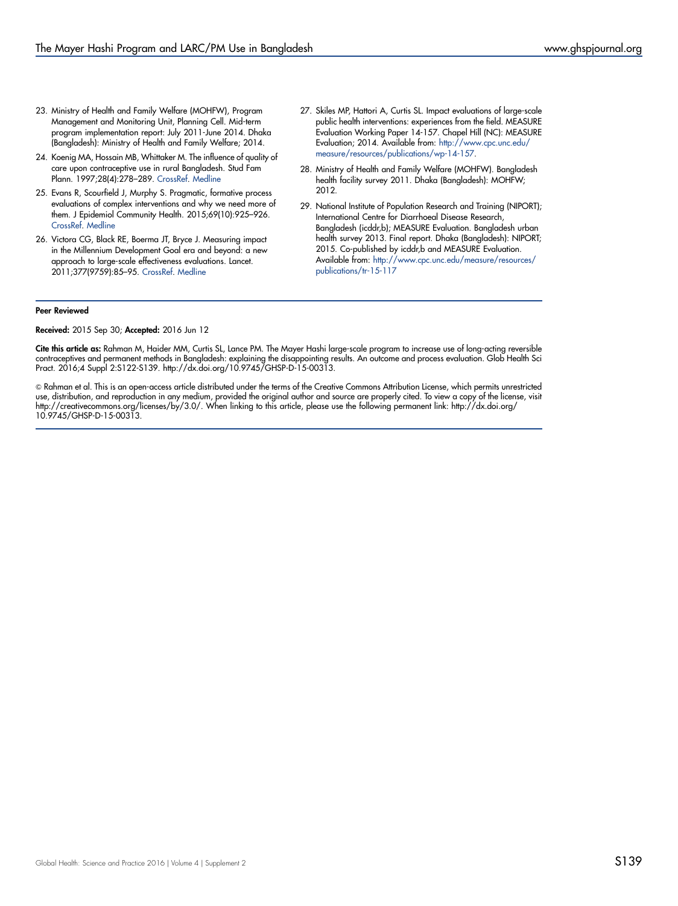23. Ministry of Health and Family Welfare (MOHFW), Program Management and Monitoring Unit, Planning Cell. Mid-term program implementation report: July 2011-June 2014. Dhaka (Bangladesh): Ministry of Health and Family Welfare; 2014.
24. Koenig MA, Hossain MB, Whittaker M. The influence of quality of care upon contraceptive use in rural Bangladesh. Stud Fam Plann. 1997;28(4):278–289. CrossRef. Medline
25. Evans R, Scourfield J, Murphy S. Pragmatic, formative process evaluations of complex interventions and why we need more of them. J Epidemiol Community Health. 2015;69(10):925–926. CrossRef. Medline
26. Victora CG, Black RE, Boerma JT, Bryce J. Measuring impact in the Millennium Development Goal era and beyond: a new approach to large-scale effectiveness evaluations. Lancet. 2011;377(9759):85–95. CrossRef. Medline
27. Skiles MP, Hattori A, Curtis SL. Impact evaluations of large-scale public health interventions: experiences from the field. MEASURE Evaluation Working Paper 14-157. Chapel Hill (NC): MEASURE Evaluation; 2014. Available from: http://www.cpc.unc.edu/measure/resources/publications/wp-14-157.
28. Ministry of Health and Family Welfare (MOHFW). Bangladesh health facility survey 2011. Dhaka (Bangladesh): MOHFW; 2012.
29. National Institute of Population Research and Training (NIPORT); International Centre for Diarrhoeal Disease Research, Bangladesh (icddr,b); MEASURE Evaluation. Bangladesh urban health survey 2013. Final report. Dhaka (Bangladesh): NIPORT; 2015. Co-published by icddr,b and MEASURE Evaluation. Available from: http://www.cpc.unc.edu/measure/resources/publications/tr-15-117

**Peer Reviewed**

**Received:** 2015 Sep 30; **Accepted:** 2016 Jun 12

**Cite this article as:** Rahman M, Haider MM, Curtis SL, Lance PM. The Mayer Hashi large-scale program to increase use of long-acting reversible contraceptives and permanent methods in Bangladesh: explaining the disappointing results. An outcome and process evaluation. Glob Health Sci Pract. 2016;4 Suppl 2:S122-S139. http://dx.doi.org/10.9745/GHSP-D-15-00313.

© Rahman et al. This is an open-access article distributed under the terms of the Creative Commons Attribution License, which permits unrestricted use, distribution, and reproduction in any medium, provided the original author and source are properly cited. To view a copy of the license, visit http://creativecommons.org/licenses/by/3.0/. When linking to this article, please use the following permanent link: http://dx.doi.org/10.9745/GHSP-D-15-00313.